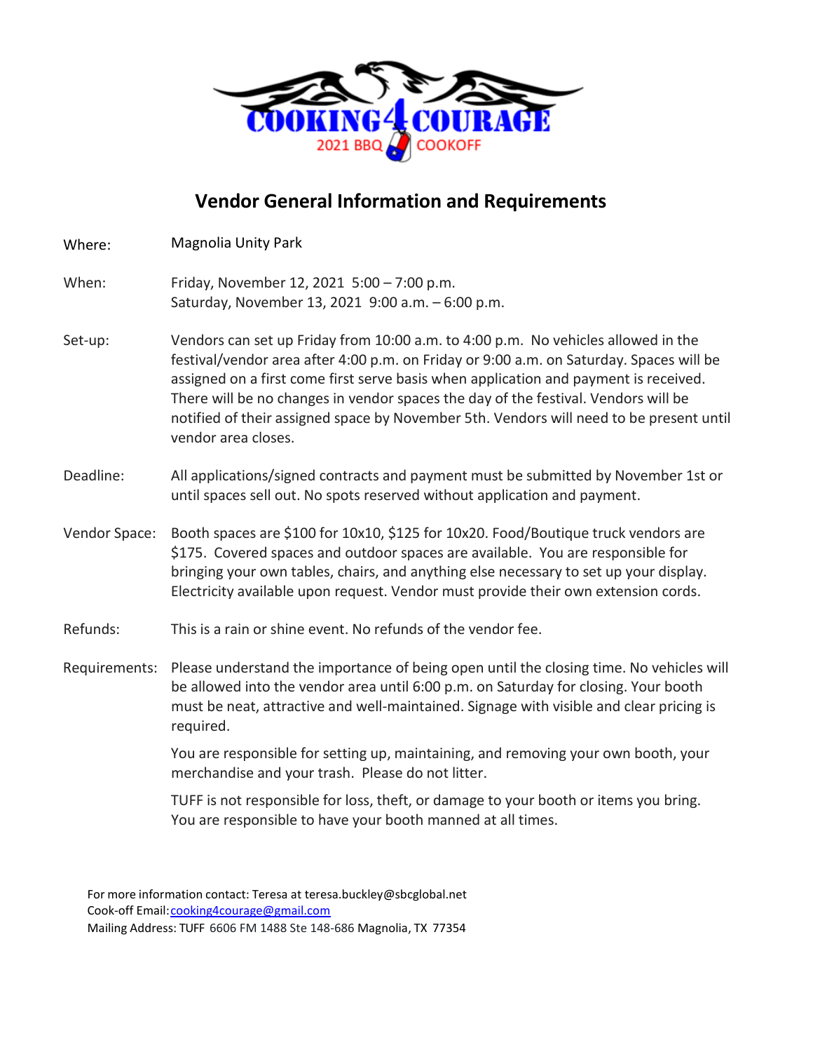COOKING 4 COURAGE

2021 BBQ COOKOFF

## Vendor General Information and Requirements

Where: Magnolia Unity Park

When: Friday, November 12, 2021 5:00 – 7:00 p.m.
Saturday, November 13, 2021 9:00 a.m. – 6:00 p.m.

Set-up: Vendors can set up Friday from 10:00 a.m. to 4:00 p.m. No vehicles allowed in the festival/vendor area after 4:00 p.m. on Friday or 9:00 a.m. on Saturday. Spaces will be assigned on a first come first serve basis when application and payment is received. There will be no changes in vendor spaces the day of the festival. Vendors will be notified of their assigned space by November 5th. Vendors will need to be present until vendor area closes.

Deadline: All applications/signed contracts and payment must be submitted by November 1st or until spaces sell out. No spots reserved without application and payment.

Vendor Space: Booth spaces are $100 for 10x10, $125 for 10x20. Food/Boutique truck vendors are $175. Covered spaces and outdoor spaces are available. You are responsible for bringing your own tables, chairs, and anything else necessary to set up your display. Electricity available upon request. Vendor must provide their own extension cords.

Refunds: This is a rain or shine event. No refunds of the vendor fee.

Requirements: Please understand the importance of being open until the closing time. No vehicles will be allowed into the vendor area until 6:00 p.m. on Saturday for closing. Your booth must be neat, attractive and well-maintained. Signage with visible and clear pricing is required.

You are responsible for setting up, maintaining, and removing your own booth, your merchandise and your trash. Please do not litter.

TUFF is not responsible for loss, theft, or damage to your booth or items you bring. You are responsible to have your booth manned at all times.

For more information contact: Teresa at teresa.buckley@sbcglobal.net
Cook-off Email: cooking4courage@gmail.com
Mailing Address: TUFF 6606 FM 1488 Ste 148-686 Magnolia, TX 77354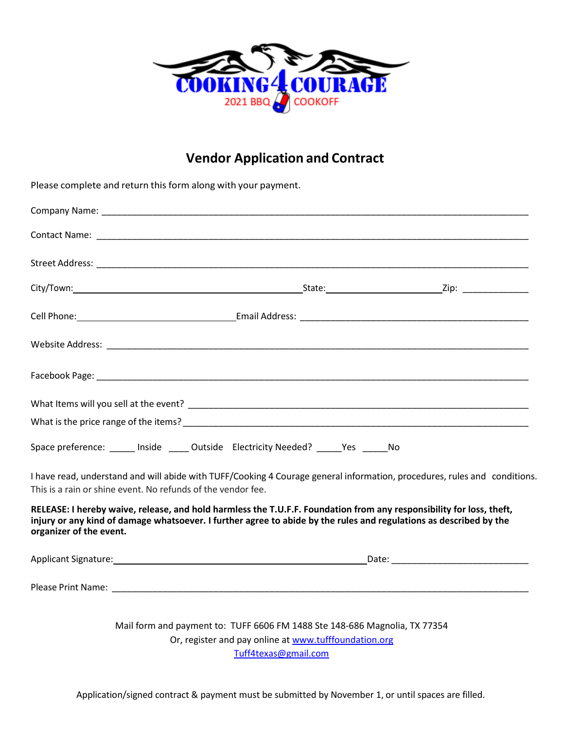COOKING 4 COURAGE
2021 BBQ COOKOFF

## Vendor Application and Contract

Please complete and return this form along with your payment.

Company Name: ______________________________________________________________________________

Contact Name: ______________________________________________________________________________

Street Address: ______________________________________________________________________________

City/Town: ________________________________________ State: ____________________ Zip: ____________

Cell Phone: ____________________________ Email Address: ________________________________________

Website Address: ____________________________________________________________________________

Facebook Page: ______________________________________________________________________________

What Items will you sell at the event? _____________________________________________________________

What is the price range of the items? ______________________________________________________________

Space preference: _____ Inside ____ Outside Electricity Needed? _____Yes _____No

I have read, understand and will abide with TUFF/Cooking 4 Courage general information, procedures, rules and conditions. This is a rain or shine event. No refunds of the vendor fee.

**RELEASE: I hereby waive, release, and hold harmless the T.U.F.F. Foundation from any responsibility for loss, theft, injury or any kind of damage whatsoever. I further agree to abide by the rules and regulations as described by the organizer of the event.**

Applicant Signature: ____________________________________________ Date: ________________________

Please Print Name: ___________________________________________________________________________

Mail form and payment to: TUFF 6606 FM 1488 Ste 148-686 Magnolia, TX 77354
Or, register and pay online at www.tufffoundation.org
Tuff4texas@gmail.com

Application/signed contract & payment must be submitted by November 1, or until spaces are filled.